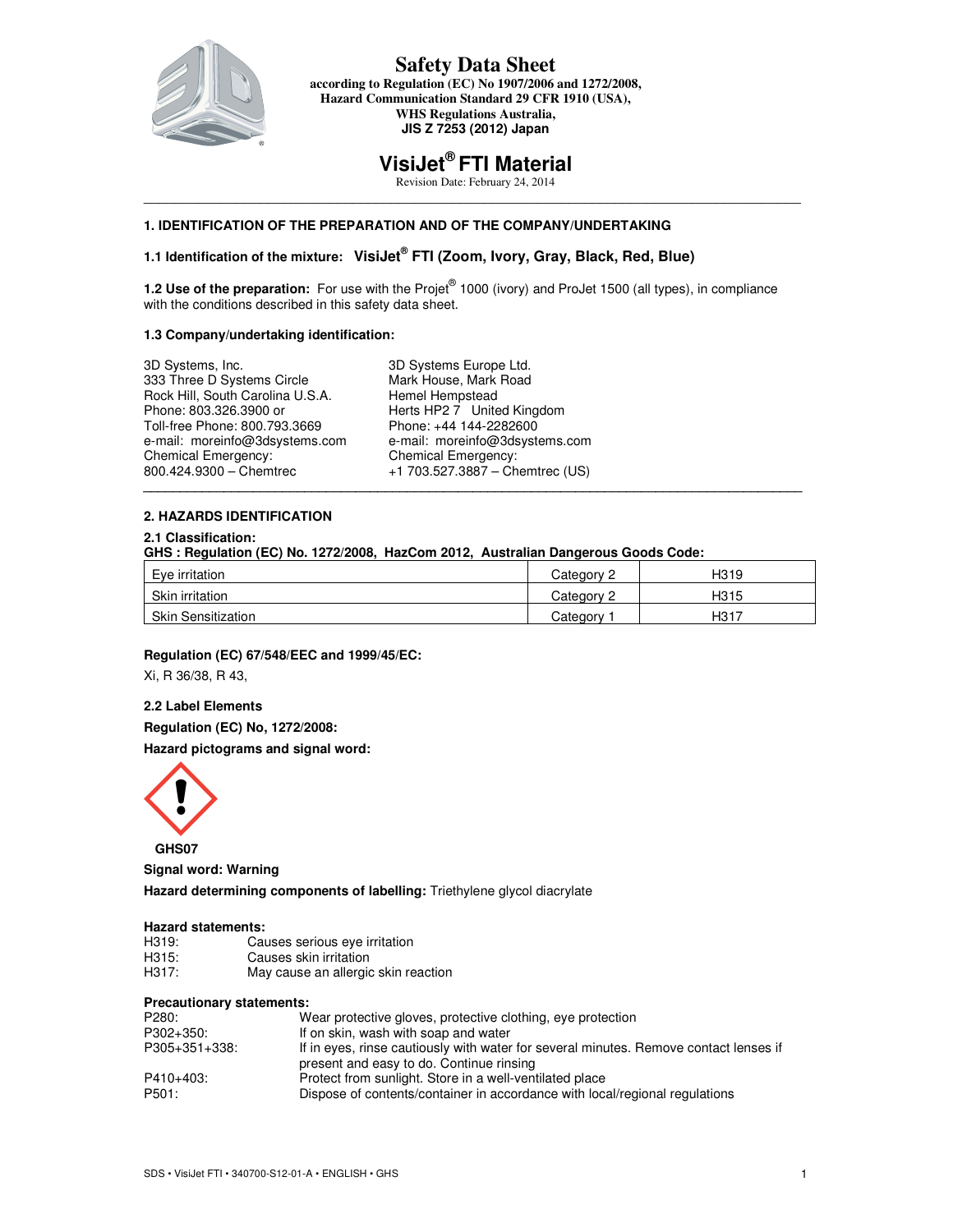# Safety Data Sheet

**according to Regulation (EC) No 1907/2006 and 1272/2008,**
**Hazard Communication Standard 29 CFR 1910 (USA),**
**WHS Regulations Australia,**
**JIS Z 7253 (2012) Japan**

# VisiJet® FTI Material

Revision Date: February 24, 2014

---

### 1. IDENTIFICATION OF THE PREPARATION AND OF THE COMPANY/UNDERTAKING

**1.1 Identification of the mixture:** **VisiJet® FTI (Zoom, Ivory, Gray, Black, Red, Blue)**

**1.2 Use of the preparation:** For use with the Projet® 1000 (ivory) and ProJet 1500 (all types), in compliance with the conditions described in this safety data sheet.

**1.3 Company/undertaking identification:**

3D Systems, Inc.
333 Three D Systems Circle
Rock Hill, South Carolina U.S.A.
Phone: 803.326.3900 or
Toll-free Phone: 800.793.3669
e-mail: moreinfo@3dsystems.com
Chemical Emergency:
800.424.9300 – Chemtrec

3D Systems Europe Ltd.
Mark House, Mark Road
Hemel Hempstead
Herts HP2 7 United Kingdom
Phone: +44 144-2282600
e-mail: moreinfo@3dsystems.com
Chemical Emergency:
+1 703.527.3887 – Chemtrec (US)

---

### 2. HAZARDS IDENTIFICATION

**2.1 Classification:**
**GHS : Regulation (EC) No. 1272/2008, HazCom 2012, Australian Dangerous Goods Code:**

| | | |
|---|---|---|
| Eye irritation | Category 2 | H319 |
| Skin irritation | Category 2 | H315 |
| Skin Sensitization | Category 1 | H317 |

**Regulation (EC) 67/548/EEC and 1999/45/EC:**

Xi, R 36/38, R 43,

**2.2 Label Elements**

**Regulation (EC) No, 1272/2008:**

**Hazard pictograms and signal word:**

**GHS07**

**Signal word: Warning**

**Hazard determining components of labelling:** Triethylene glycol diacrylate

**Hazard statements:**

H319: Causes serious eye irritation
H315: Causes skin irritation
H317: May cause an allergic skin reaction

**Precautionary statements:**

P280: Wear protective gloves, protective clothing, eye protection
P302+350: If on skin, wash with soap and water
P305+351+338: If in eyes, rinse cautiously with water for several minutes. Remove contact lenses if present and easy to do. Continue rinsing
P410+403: Protect from sunlight. Store in a well-ventilated place
P501: Dispose of contents/container in accordance with local/regional regulations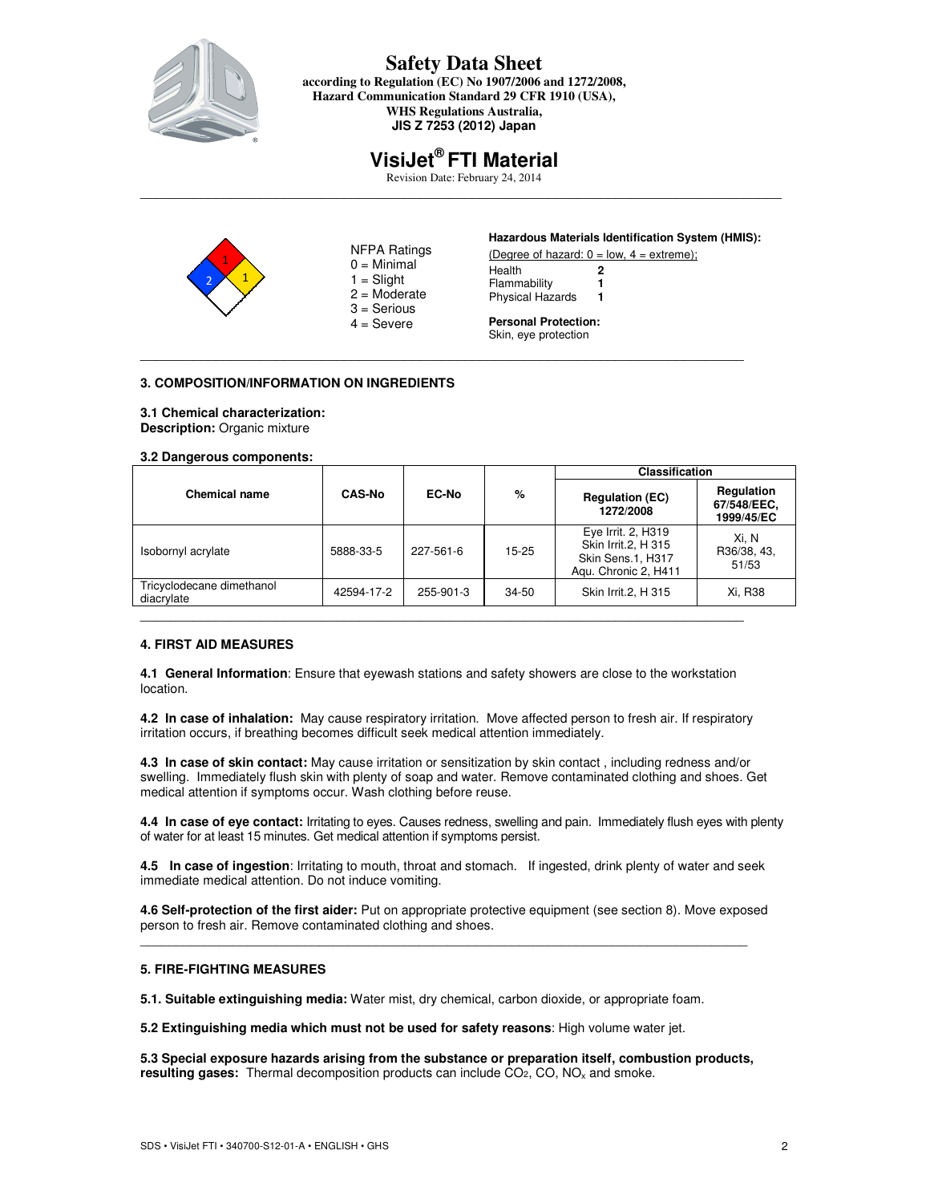# Safety Data Sheet

**according to Regulation (EC) No 1907/2006 and 1272/2008, Hazard Communication Standard 29 CFR 1910 (USA), WHS Regulations Australia, JIS Z 7253 (2012) Japan**

# VisiJet® FTI Material

Revision Date: February 24, 2014

NFPA Ratings
0 = Minimal
1 = Slight
2 = Moderate
3 = Serious
4 = Severe

**Hazardous Materials Identification System (HMIS):**

(Degree of hazard: 0 = low, 4 = extreme);

| | |
|---|---|
| Health | **2** |
| Flammability | **1** |
| Physical Hazards | **1** |

**Personal Protection:**
Skin, eye protection

## 3. COMPOSITION/INFORMATION ON INGREDIENTS

**3.1 Chemical characterization:**
**Description:** Organic mixture

**3.2 Dangerous components:**

| Chemical name | CAS-No | EC-No | % | Classification | |
|---|---|---|---|---|---|
| | | | | **Regulation (EC) 1272/2008** | **Regulation 67/548/EEC, 1999/45/EC** |
| Isobornyl acrylate | 5888-33-5 | 227-561-6 | 15-25 | Eye Irrit. 2, H319 Skin Irrit.2, H 315 Skin Sens.1, H317 Aqu. Chronic 2, H411 | Xi, N R36/38, 43, 51/53 |
| Tricyclodecane dimethanol diacrylate | 42594-17-2 | 255-901-3 | 34-50 | Skin Irrit.2, H 315 | Xi, R38 |

## 4. FIRST AID MEASURES

**4.1 General Information**: Ensure that eyewash stations and safety showers are close to the workstation location.

**4.2 In case of inhalation:** May cause respiratory irritation. Move affected person to fresh air. If respiratory irritation occurs, if breathing becomes difficult seek medical attention immediately.

**4.3 In case of skin contact:** May cause irritation or sensitization by skin contact , including redness and/or swelling. Immediately flush skin with plenty of soap and water. Remove contaminated clothing and shoes. Get medical attention if symptoms occur. Wash clothing before reuse.

**4.4 In case of eye contact:** Irritating to eyes. Causes redness, swelling and pain. Immediately flush eyes with plenty of water for at least 15 minutes. Get medical attention if symptoms persist.

**4.5 In case of ingestion**: Irritating to mouth, throat and stomach. If ingested, drink plenty of water and seek immediate medical attention. Do not induce vomiting.

**4.6 Self-protection of the first aider:** Put on appropriate protective equipment (see section 8). Move exposed person to fresh air. Remove contaminated clothing and shoes.

## 5. FIRE-FIGHTING MEASURES

**5.1. Suitable extinguishing media:** Water mist, dry chemical, carbon dioxide, or appropriate foam.

**5.2 Extinguishing media which must not be used for safety reasons**: High volume water jet.

**5.3 Special exposure hazards arising from the substance or preparation itself, combustion products, resulting gases:** Thermal decomposition products can include $CO_2$, CO, $NO_x$ and smoke.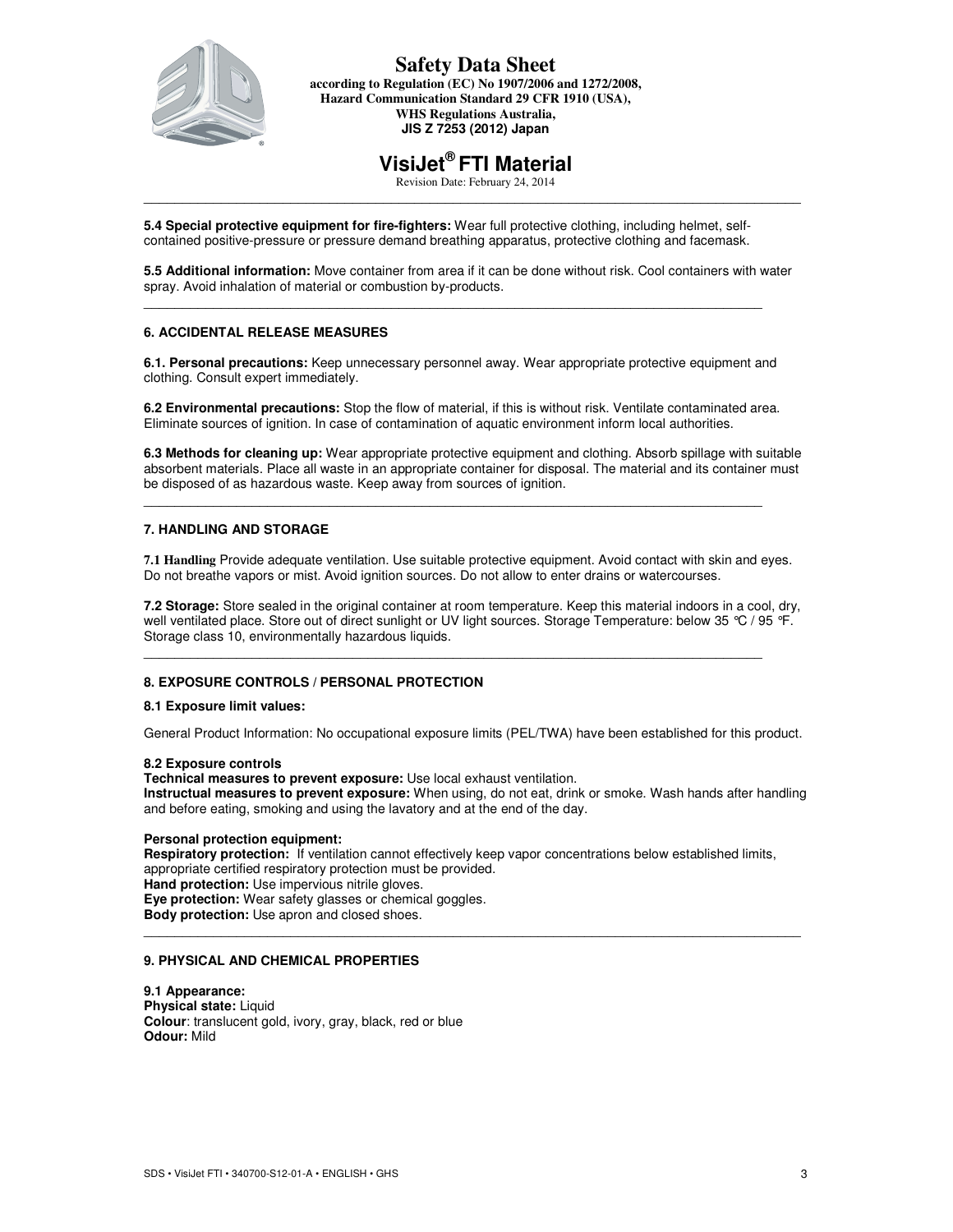**5.4 Special protective equipment for fire-fighters:** Wear full protective clothing, including helmet, self-contained positive-pressure or pressure demand breathing apparatus, protective clothing and facemask.

**5.5 Additional information:** Move container from area if it can be done without risk. Cool containers with water spray. Avoid inhalation of material or combustion by-products.

---

## 6. ACCIDENTAL RELEASE MEASURES

**6.1. Personal precautions:** Keep unnecessary personnel away. Wear appropriate protective equipment and clothing. Consult expert immediately.

**6.2 Environmental precautions:** Stop the flow of material, if this is without risk. Ventilate contaminated area. Eliminate sources of ignition. In case of contamination of aquatic environment inform local authorities.

**6.3 Methods for cleaning up:** Wear appropriate protective equipment and clothing. Absorb spillage with suitable absorbent materials. Place all waste in an appropriate container for disposal. The material and its container must be disposed of as hazardous waste. Keep away from sources of ignition.

---

## 7. HANDLING AND STORAGE

**7.1 Handling** Provide adequate ventilation. Use suitable protective equipment. Avoid contact with skin and eyes. Do not breathe vapors or mist. Avoid ignition sources. Do not allow to enter drains or watercourses.

**7.2 Storage:** Store sealed in the original container at room temperature. Keep this material indoors in a cool, dry, well ventilated place. Store out of direct sunlight or UV light sources. Storage Temperature: below 35 °C / 95 °F. Storage class 10, environmentally hazardous liquids.

---

## 8. EXPOSURE CONTROLS / PERSONAL PROTECTION

**8.1 Exposure limit values:**

General Product Information: No occupational exposure limits (PEL/TWA) have been established for this product.

**8.2 Exposure controls**
**Technical measures to prevent exposure:** Use local exhaust ventilation.
**Instructual measures to prevent exposure:** When using, do not eat, drink or smoke. Wash hands after handling and before eating, smoking and using the lavatory and at the end of the day.

**Personal protection equipment:**
**Respiratory protection:** If ventilation cannot effectively keep vapor concentrations below established limits, appropriate certified respiratory protection must be provided.
**Hand protection:** Use impervious nitrile gloves.
**Eye protection:** Wear safety glasses or chemical goggles.
**Body protection:** Use apron and closed shoes.

---

## 9. PHYSICAL AND CHEMICAL PROPERTIES

**9.1 Appearance:**
**Physical state:** Liquid
**Colour**: translucent gold, ivory, gray, black, red or blue
**Odour:** Mild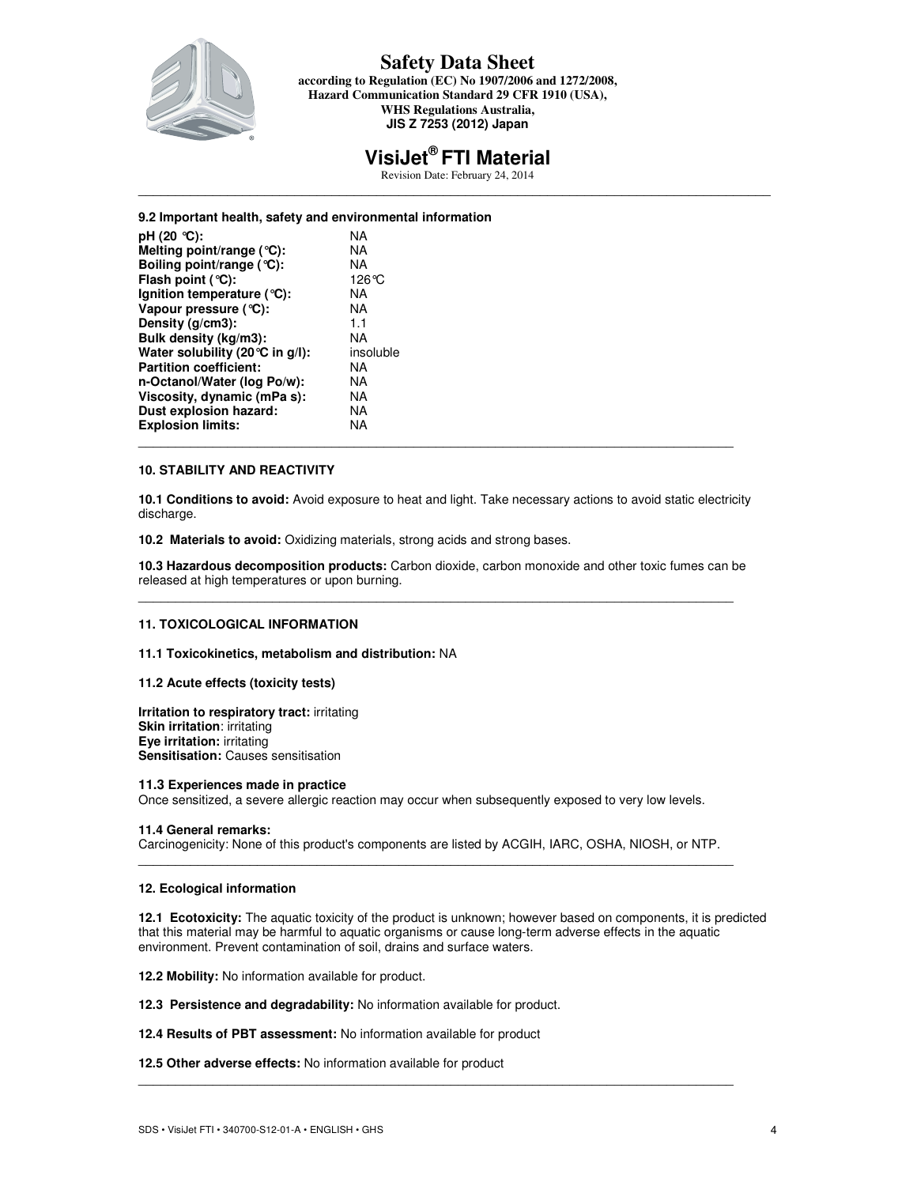### 9.2 Important health, safety and environmental information

| | |
|---|---|
| **pH (20 °C):** | NA |
| **Melting point/range (°C):** | NA |
| **Boiling point/range (°C):** | NA |
| **Flash point (°C):** | 126°C |
| **Ignition temperature (°C):** | NA |
| **Vapour pressure (°C):** | NA |
| **Density (g/cm3):** | 1.1 |
| **Bulk density (kg/m3):** | NA |
| **Water solubility (20°C in g/l):** | insoluble |
| **Partition coefficient:** | NA |
| **n-Octanol/Water (log Po/w):** | NA |
| **Viscosity, dynamic (mPa s):** | NA |
| **Dust explosion hazard:** | NA |
| **Explosion limits:** | NA |

## 10. STABILITY AND REACTIVITY

**10.1 Conditions to avoid:** Avoid exposure to heat and light. Take necessary actions to avoid static electricity discharge.

**10.2 Materials to avoid:** Oxidizing materials, strong acids and strong bases.

**10.3 Hazardous decomposition products:** Carbon dioxide, carbon monoxide and other toxic fumes can be released at high temperatures or upon burning.

## 11. TOXICOLOGICAL INFORMATION

**11.1 Toxicokinetics, metabolism and distribution:** NA

**11.2 Acute effects (toxicity tests)**

**Irritation to respiratory tract:** irritating
**Skin irritation**: irritating
**Eye irritation:** irritating
**Sensitisation:** Causes sensitisation

**11.3 Experiences made in practice**
Once sensitized, a severe allergic reaction may occur when subsequently exposed to very low levels.

**11.4 General remarks:**
Carcinogenicity: None of this product's components are listed by ACGIH, IARC, OSHA, NIOSH, or NTP.

## 12. Ecological information

**12.1 Ecotoxicity:** The aquatic toxicity of the product is unknown; however based on components, it is predicted that this material may be harmful to aquatic organisms or cause long-term adverse effects in the aquatic environment. Prevent contamination of soil, drains and surface waters.

**12.2 Mobility:** No information available for product.

**12.3 Persistence and degradability:** No information available for product.

**12.4 Results of PBT assessment:** No information available for product

**12.5 Other adverse effects:** No information available for product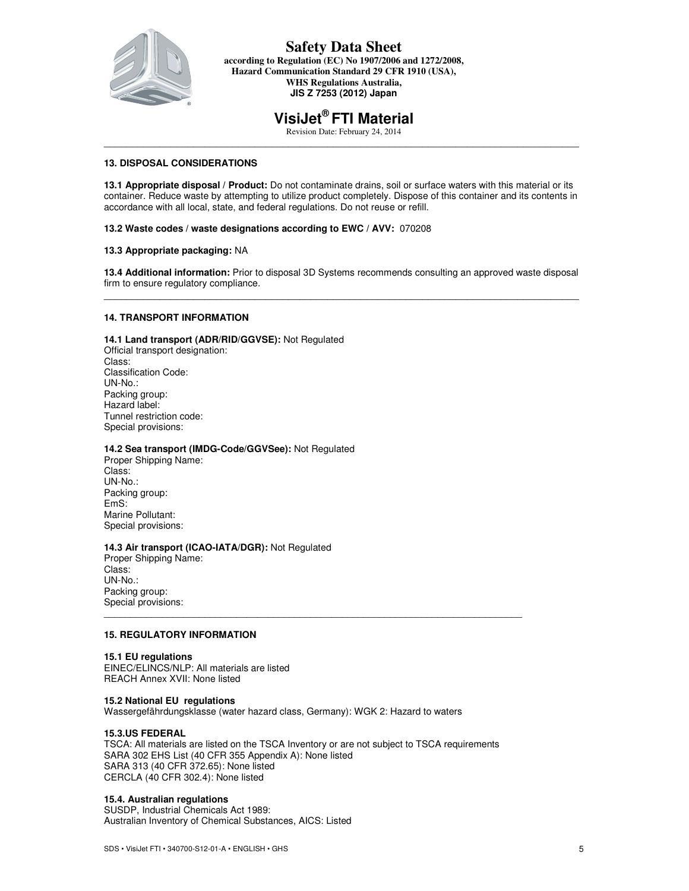## 13. DISPOSAL CONSIDERATIONS

**13.1 Appropriate disposal / Product:** Do not contaminate drains, soil or surface waters with this material or its container. Reduce waste by attempting to utilize product completely. Dispose of this container and its contents in accordance with all local, state, and federal regulations. Do not reuse or refill.

**13.2 Waste codes / waste designations according to EWC / AVV:** 070208

**13.3 Appropriate packaging:** NA

**13.4 Additional information:** Prior to disposal 3D Systems recommends consulting an approved waste disposal firm to ensure regulatory compliance.

## 14. TRANSPORT INFORMATION

**14.1 Land transport (ADR/RID/GGVSE):** Not Regulated

Official transport designation:
Class:
Classification Code:
UN-No.:
Packing group:
Hazard label:
Tunnel restriction code:
Special provisions:

**14.2 Sea transport (IMDG-Code/GGVSee):** Not Regulated

Proper Shipping Name:
Class:
UN-No.:
Packing group:
EmS:
Marine Pollutant:
Special provisions:

**14.3 Air transport (ICAO-IATA/DGR):** Not Regulated

Proper Shipping Name:
Class:
UN-No.:
Packing group:
Special provisions:

## 15. REGULATORY INFORMATION

**15.1 EU regulations**
EINEC/ELINCS/NLP: All materials are listed
REACH Annex XVII: None listed

**15.2 National EU regulations**
Wassergefährdungsklasse (water hazard class, Germany): WGK 2: Hazard to waters

**15.3.US FEDERAL**
TSCA: All materials are listed on the TSCA Inventory or are not subject to TSCA requirements
SARA 302 EHS List (40 CFR 355 Appendix A): None listed
SARA 313 (40 CFR 372.65): None listed
CERCLA (40 CFR 302.4): None listed

**15.4. Australian regulations**
SUSDP, Industrial Chemicals Act 1989:
Australian Inventory of Chemical Substances, AICS: Listed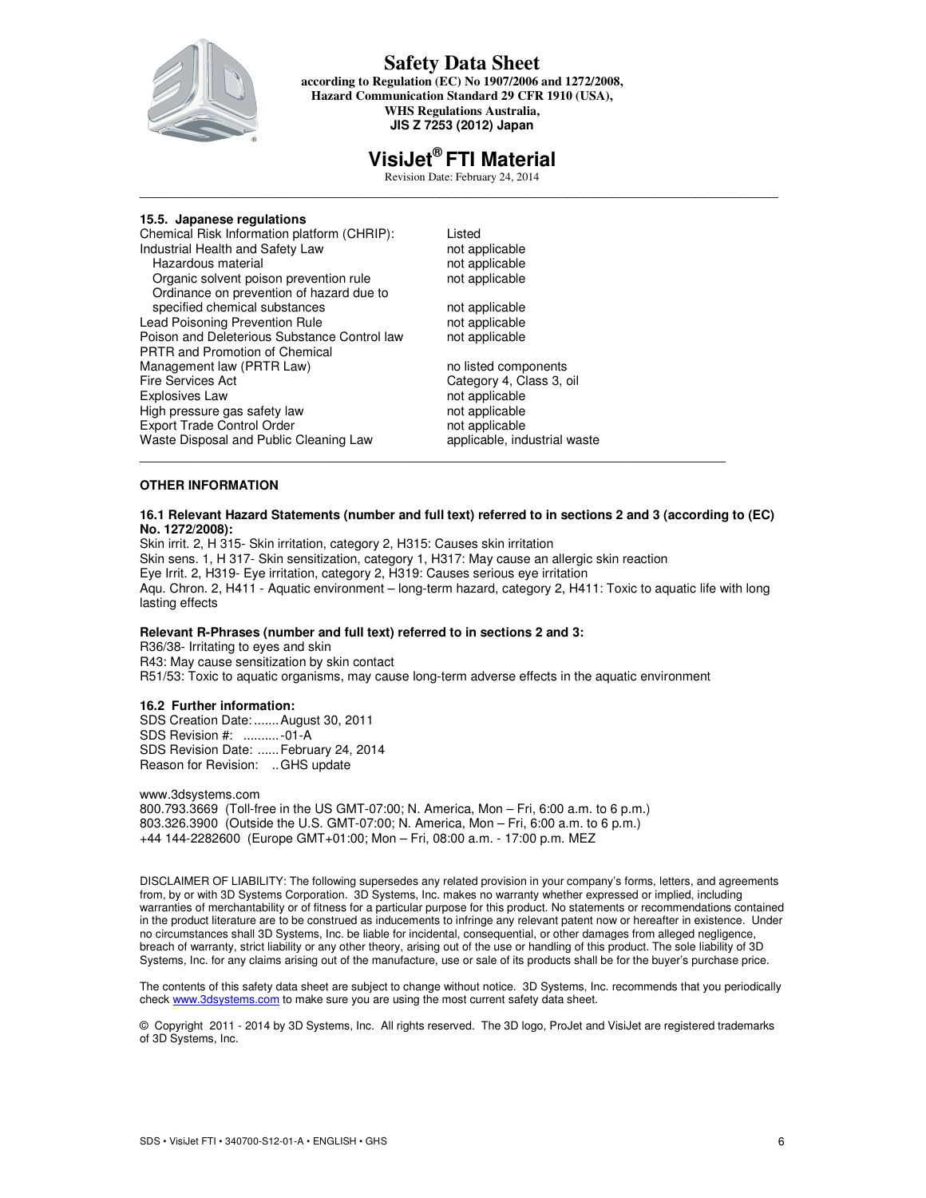### 15.5. Japanese regulations

| | |
|---|---|
| Chemical Risk Information platform (CHRIP): | Listed |
| Industrial Health and Safety Law | not applicable |
| Hazardous material | not applicable |
| Organic solvent poison prevention rule | not applicable |
| Ordinance on prevention of hazard due to specified chemical substances | not applicable |
| Lead Poisoning Prevention Rule | not applicable |
| Poison and Deleterious Substance Control law | not applicable |
| PRTR and Promotion of Chemical Management law (PRTR Law) | no listed components |
| Fire Services Act | Category 4, Class 3, oil |
| Explosives Law | not applicable |
| High pressure gas safety law | not applicable |
| Export Trade Control Order | not applicable |
| Waste Disposal and Public Cleaning Law | applicable, industrial waste |

## OTHER INFORMATION

### 16.1 Relevant Hazard Statements (number and full text) referred to in sections 2 and 3 (according to (EC) No. 1272/2008):

Skin irrit. 2, H 315- Skin irritation, category 2, H315: Causes skin irritation
Skin sens. 1, H 317- Skin sensitization, category 1, H317: May cause an allergic skin reaction
Eye Irrit. 2, H319- Eye irritation, category 2, H319: Causes serious eye irritation
Aqu. Chron. 2, H411 - Aquatic environment – long-term hazard, category 2, H411: Toxic to aquatic life with long lasting effects

**Relevant R-Phrases (number and full text) referred to in sections 2 and 3:**

R36/38- Irritating to eyes and skin
R43: May cause sensitization by skin contact
R51/53: Toxic to aquatic organisms, may cause long-term adverse effects in the aquatic environment

### 16.2 Further information:

SDS Creation Date: ....... August 30, 2011
SDS Revision #: .......... -01-A
SDS Revision Date: ...... February 24, 2014
Reason for Revision: .. GHS update

www.3dsystems.com
800.793.3669 (Toll-free in the US GMT-07:00; N. America, Mon – Fri, 6:00 a.m. to 6 p.m.)
803.326.3900 (Outside the U.S. GMT-07:00; N. America, Mon – Fri, 6:00 a.m. to 6 p.m.)
+44 144-2282600 (Europe GMT+01:00; Mon – Fri, 08:00 a.m. - 17:00 p.m. MEZ

DISCLAIMER OF LIABILITY: The following supersedes any related provision in your company's forms, letters, and agreements from, by or with 3D Systems Corporation. 3D Systems, Inc. makes no warranty whether expressed or implied, including warranties of merchantability or of fitness for a particular purpose for this product. No statements or recommendations contained in the product literature are to be construed as inducements to infringe any relevant patent now or hereafter in existence. Under no circumstances shall 3D Systems, Inc. be liable for incidental, consequential, or other damages from alleged negligence, breach of warranty, strict liability or any other theory, arising out of the use or handling of this product. The sole liability of 3D Systems, Inc. for any claims arising out of the manufacture, use or sale of its products shall be for the buyer's purchase price.

The contents of this safety data sheet are subject to change without notice. 3D Systems, Inc. recommends that you periodically check www.3dsystems.com to make sure you are using the most current safety data sheet.

© Copyright 2011 - 2014 by 3D Systems, Inc. All rights reserved. The 3D logo, ProJet and VisiJet are registered trademarks of 3D Systems, Inc.